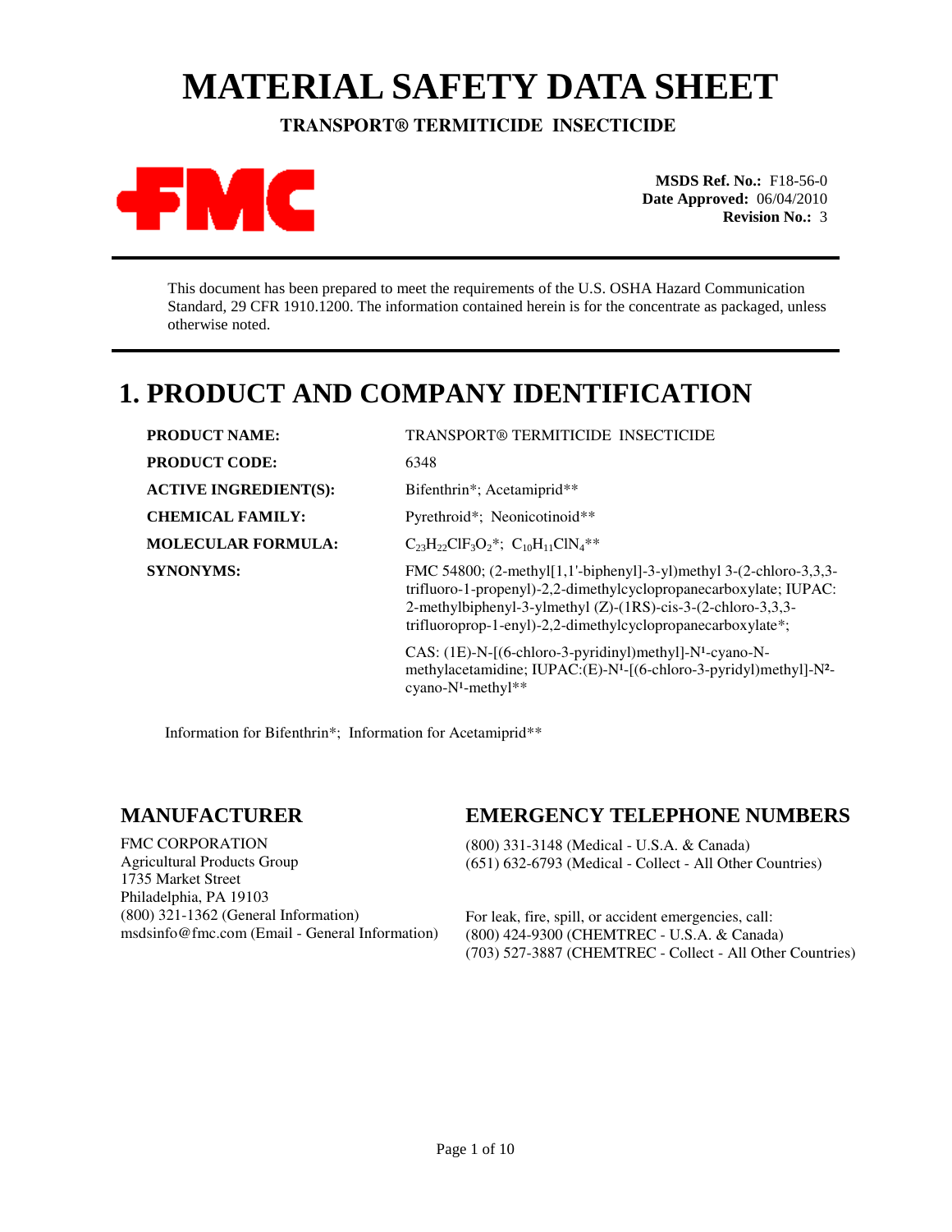# MATERIAL SAFETY DATA SHEET

**TRANSPORT® TERMITICIDE INSECTICIDE**

FMC

**MSDS Ref. No.:** F18-56-0
**Date Approved:** 06/04/2010
**Revision No.:** 3

This document has been prepared to meet the requirements of the U.S. OSHA Hazard Communication Standard, 29 CFR 1910.1200. The information contained herein is for the concentrate as packaged, unless otherwise noted.

## 1. PRODUCT AND COMPANY IDENTIFICATION

| | |
|---|---|
| **PRODUCT NAME:** | TRANSPORT® TERMITICIDE INSECTICIDE |
| **PRODUCT CODE:** | 6348 |
| **ACTIVE INGREDIENT(S):** | Bifenthrin*; Acetamiprid** |
| **CHEMICAL FAMILY:** | Pyrethroid*; Neonicotinoid** |
| **MOLECULAR FORMULA:** | $C_{23}H_{22}ClF_3O_2$*; $C_{10}H_{11}ClN_4$** |
| **SYNONYMS:** | FMC 54800; (2-methyl[1,1'-biphenyl]-3-yl)methyl 3-(2-chloro-3,3,3-trifluoro-1-propenyl)-2,2-dimethylcyclopropanecarboxylate; IUPAC: 2-methylbiphenyl-3-ylmethyl (Z)-(1RS)-cis-3-(2-chloro-3,3,3-trifluoroprop-1-enyl)-2,2-dimethylcyclopropanecarboxylate*; CAS: (1E)-N-[(6-chloro-3-pyridinyl)methyl]-N¹-cyano-N-methylacetamidine; IUPAC:(E)-N¹-[(6-chloro-3-pyridyl)methyl]-N²-cyano-N¹-methyl** |

Information for Bifenthrin*; Information for Acetamiprid**

### MANUFACTURER

FMC CORPORATION
Agricultural Products Group
1735 Market Street
Philadelphia, PA 19103
(800) 321-1362 (General Information)
msdsinfo@fmc.com (Email - General Information)

### EMERGENCY TELEPHONE NUMBERS

(800) 331-3148 (Medical - U.S.A. & Canada)
(651) 632-6793 (Medical - Collect - All Other Countries)

For leak, fire, spill, or accident emergencies, call:
(800) 424-9300 (CHEMTREC - U.S.A. & Canada)
(703) 527-3887 (CHEMTREC - Collect - All Other Countries)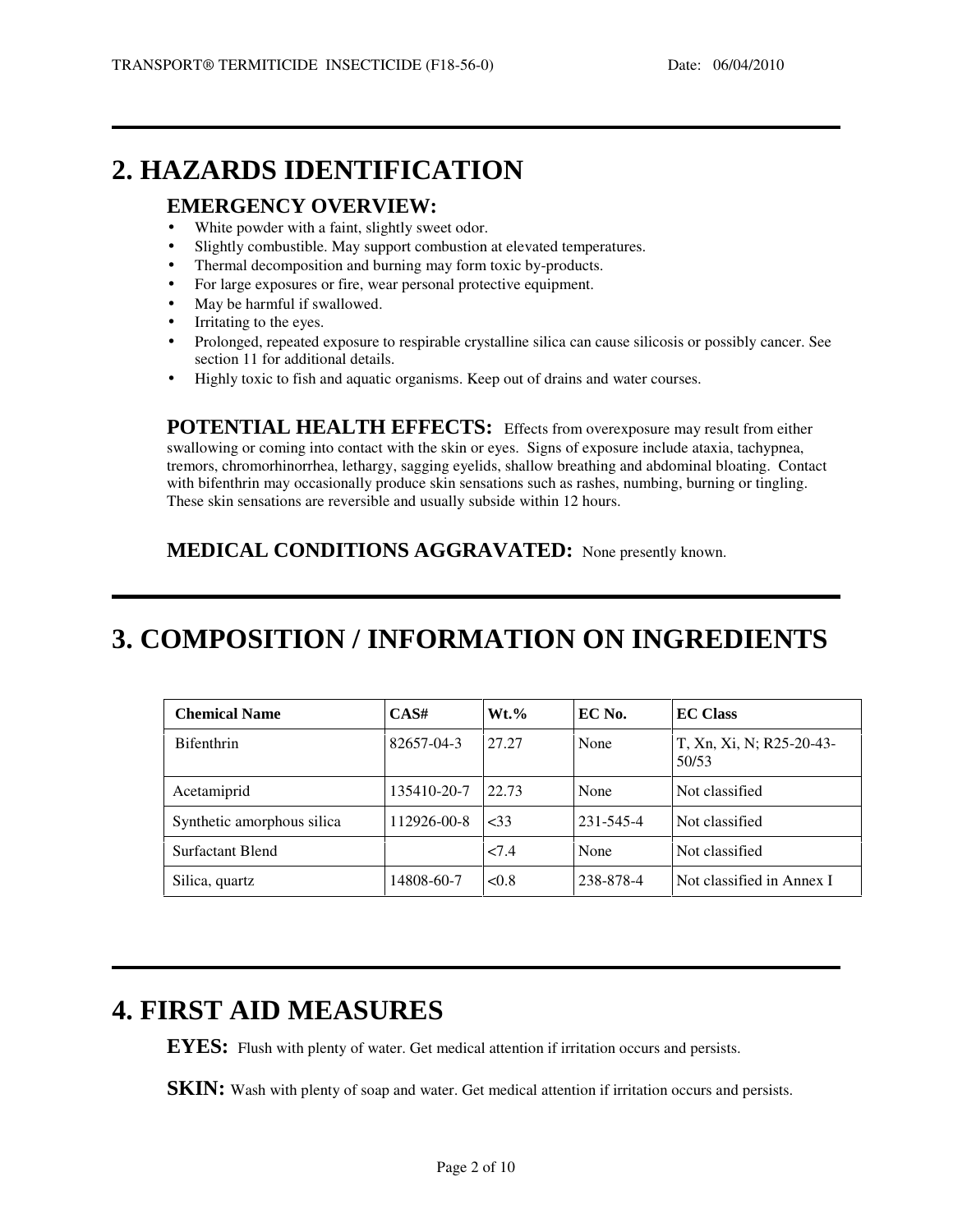## 2. HAZARDS IDENTIFICATION

### EMERGENCY OVERVIEW:

- White powder with a faint, slightly sweet odor.
- Slightly combustible. May support combustion at elevated temperatures.
- Thermal decomposition and burning may form toxic by-products.
- For large exposures or fire, wear personal protective equipment.
- May be harmful if swallowed.
- Irritating to the eyes.
- Prolonged, repeated exposure to respirable crystalline silica can cause silicosis or possibly cancer. See section 11 for additional details.
- Highly toxic to fish and aquatic organisms. Keep out of drains and water courses.

**POTENTIAL HEALTH EFFECTS:** Effects from overexposure may result from either swallowing or coming into contact with the skin or eyes. Signs of exposure include ataxia, tachypnea, tremors, chromorhinorrhea, lethargy, sagging eyelids, shallow breathing and abdominal bloating. Contact with bifenthrin may occasionally produce skin sensations such as rashes, numbing, burning or tingling. These skin sensations are reversible and usually subside within 12 hours.

**MEDICAL CONDITIONS AGGRAVATED:** None presently known.

## 3. COMPOSITION / INFORMATION ON INGREDIENTS

| Chemical Name | CAS# | Wt.% | EC No. | EC Class |
|---|---|---|---|---|
| Bifenthrin | 82657-04-3 | 27.27 | None | T, Xn, Xi, N; R25-20-43-50/53 |
| Acetamiprid | 135410-20-7 | 22.73 | None | Not classified |
| Synthetic amorphous silica | 112926-00-8 | <33 | 231-545-4 | Not classified |
| Surfactant Blend | | <7.4 | None | Not classified |
| Silica, quartz | 14808-60-7 | <0.8 | 238-878-4 | Not classified in Annex I |

## 4. FIRST AID MEASURES

**EYES:** Flush with plenty of water. Get medical attention if irritation occurs and persists.

**SKIN:** Wash with plenty of soap and water. Get medical attention if irritation occurs and persists.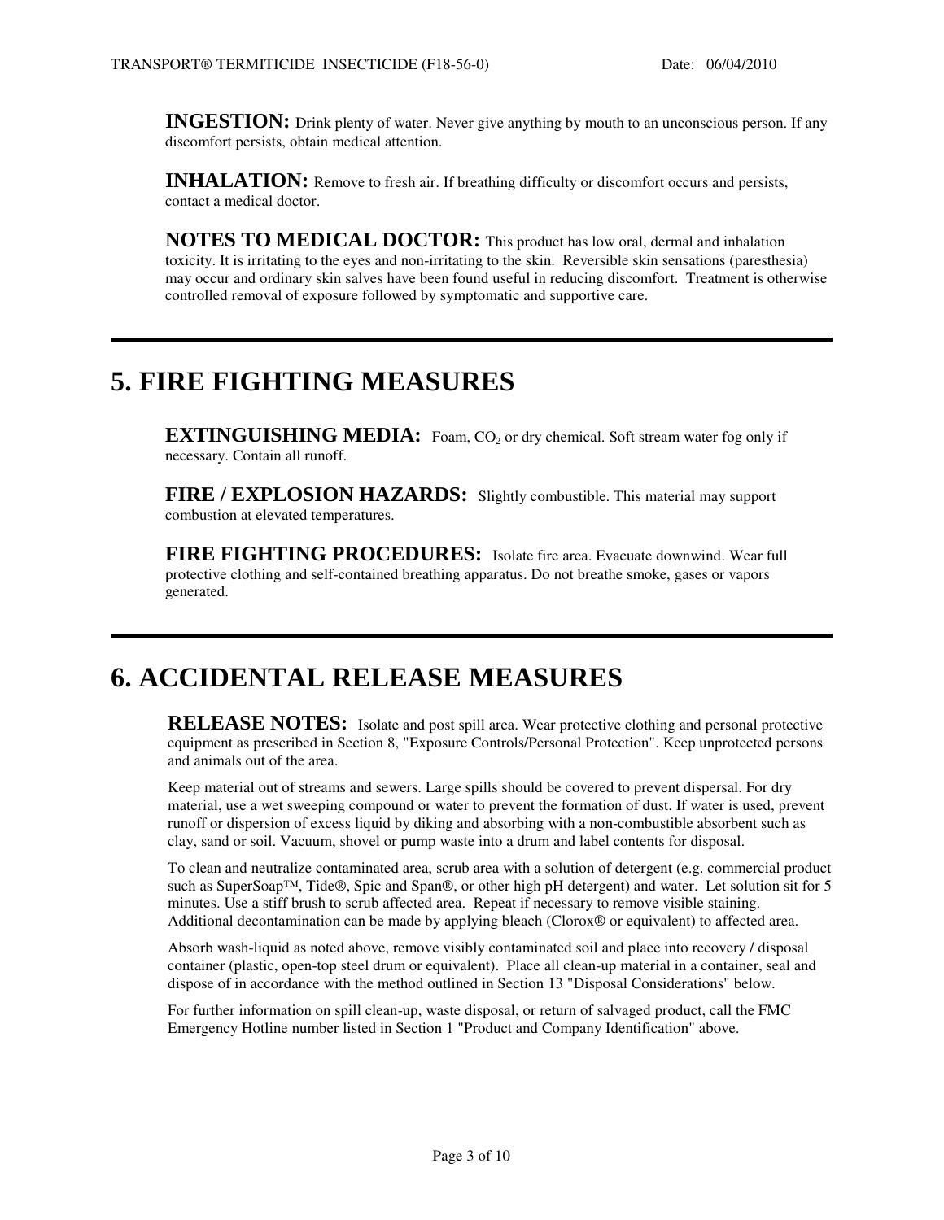**INGESTION:** Drink plenty of water. Never give anything by mouth to an unconscious person. If any discomfort persists, obtain medical attention.

**INHALATION:** Remove to fresh air. If breathing difficulty or discomfort occurs and persists, contact a medical doctor.

**NOTES TO MEDICAL DOCTOR:** This product has low oral, dermal and inhalation toxicity. It is irritating to the eyes and non-irritating to the skin. Reversible skin sensations (paresthesia) may occur and ordinary skin salves have been found useful in reducing discomfort. Treatment is otherwise controlled removal of exposure followed by symptomatic and supportive care.

# 5. FIRE FIGHTING MEASURES

**EXTINGUISHING MEDIA:** Foam, $CO_2$ or dry chemical. Soft stream water fog only if necessary. Contain all runoff.

**FIRE / EXPLOSION HAZARDS:** Slightly combustible. This material may support combustion at elevated temperatures.

**FIRE FIGHTING PROCEDURES:** Isolate fire area. Evacuate downwind. Wear full protective clothing and self-contained breathing apparatus. Do not breathe smoke, gases or vapors generated.

# 6. ACCIDENTAL RELEASE MEASURES

**RELEASE NOTES:** Isolate and post spill area. Wear protective clothing and personal protective equipment as prescribed in Section 8, "Exposure Controls/Personal Protection". Keep unprotected persons and animals out of the area.

Keep material out of streams and sewers. Large spills should be covered to prevent dispersal. For dry material, use a wet sweeping compound or water to prevent the formation of dust. If water is used, prevent runoff or dispersion of excess liquid by diking and absorbing with a non-combustible absorbent such as clay, sand or soil. Vacuum, shovel or pump waste into a drum and label contents for disposal.

To clean and neutralize contaminated area, scrub area with a solution of detergent (e.g. commercial product such as SuperSoap™, Tide®, Spic and Span®, or other high pH detergent) and water. Let solution sit for 5 minutes. Use a stiff brush to scrub affected area. Repeat if necessary to remove visible staining. Additional decontamination can be made by applying bleach (Clorox® or equivalent) to affected area.

Absorb wash-liquid as noted above, remove visibly contaminated soil and place into recovery / disposal container (plastic, open-top steel drum or equivalent). Place all clean-up material in a container, seal and dispose of in accordance with the method outlined in Section 13 "Disposal Considerations" below.

For further information on spill clean-up, waste disposal, or return of salvaged product, call the FMC Emergency Hotline number listed in Section 1 "Product and Company Identification" above.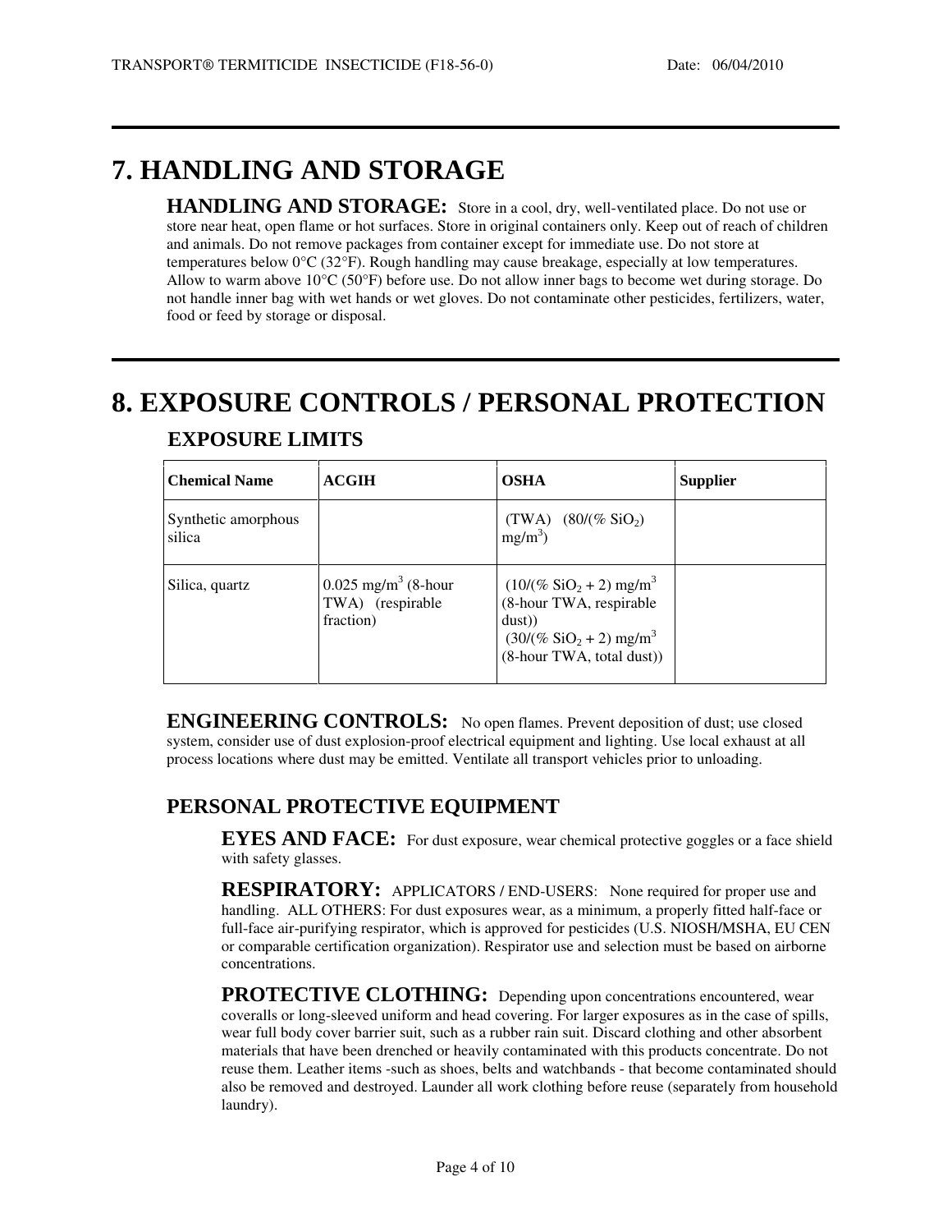# 7. HANDLING AND STORAGE

**HANDLING AND STORAGE:** Store in a cool, dry, well-ventilated place. Do not use or store near heat, open flame or hot surfaces. Store in original containers only. Keep out of reach of children and animals. Do not remove packages from container except for immediate use. Do not store at temperatures below 0°C (32°F). Rough handling may cause breakage, especially at low temperatures. Allow to warm above 10°C (50°F) before use. Do not allow inner bags to become wet during storage. Do not handle inner bag with wet hands or wet gloves. Do not contaminate other pesticides, fertilizers, water, food or feed by storage or disposal.

# 8. EXPOSURE CONTROLS / PERSONAL PROTECTION

## EXPOSURE LIMITS

| Chemical Name | ACGIH | OSHA | Supplier |
|---|---|---|---|
| Synthetic amorphous silica | | (TWA) (80/(% $SiO_2$) mg/m$^3$) | |
| Silica, quartz | 0.025 mg/m$^3$ (8-hour TWA) (respirable fraction) | (10/(% $SiO_2$ + 2) mg/m$^3$ (8-hour TWA, respirable dust)) (30/(% $SiO_2$ + 2) mg/m$^3$ (8-hour TWA, total dust)) | |

**ENGINEERING CONTROLS:** No open flames. Prevent deposition of dust; use closed system, consider use of dust explosion-proof electrical equipment and lighting. Use local exhaust at all process locations where dust may be emitted. Ventilate all transport vehicles prior to unloading.

## PERSONAL PROTECTIVE EQUIPMENT

**EYES AND FACE:** For dust exposure, wear chemical protective goggles or a face shield with safety glasses.

**RESPIRATORY:** APPLICATORS / END-USERS: None required for proper use and handling. ALL OTHERS: For dust exposures wear, as a minimum, a properly fitted half-face or full-face air-purifying respirator, which is approved for pesticides (U.S. NIOSH/MSHA, EU CEN or comparable certification organization). Respirator use and selection must be based on airborne concentrations.

**PROTECTIVE CLOTHING:** Depending upon concentrations encountered, wear coveralls or long-sleeved uniform and head covering. For larger exposures as in the case of spills, wear full body cover barrier suit, such as a rubber rain suit. Discard clothing and other absorbent materials that have been drenched or heavily contaminated with this products concentrate. Do not reuse them. Leather items -such as shoes, belts and watchbands - that become contaminated should also be removed and destroyed. Launder all work clothing before reuse (separately from household laundry).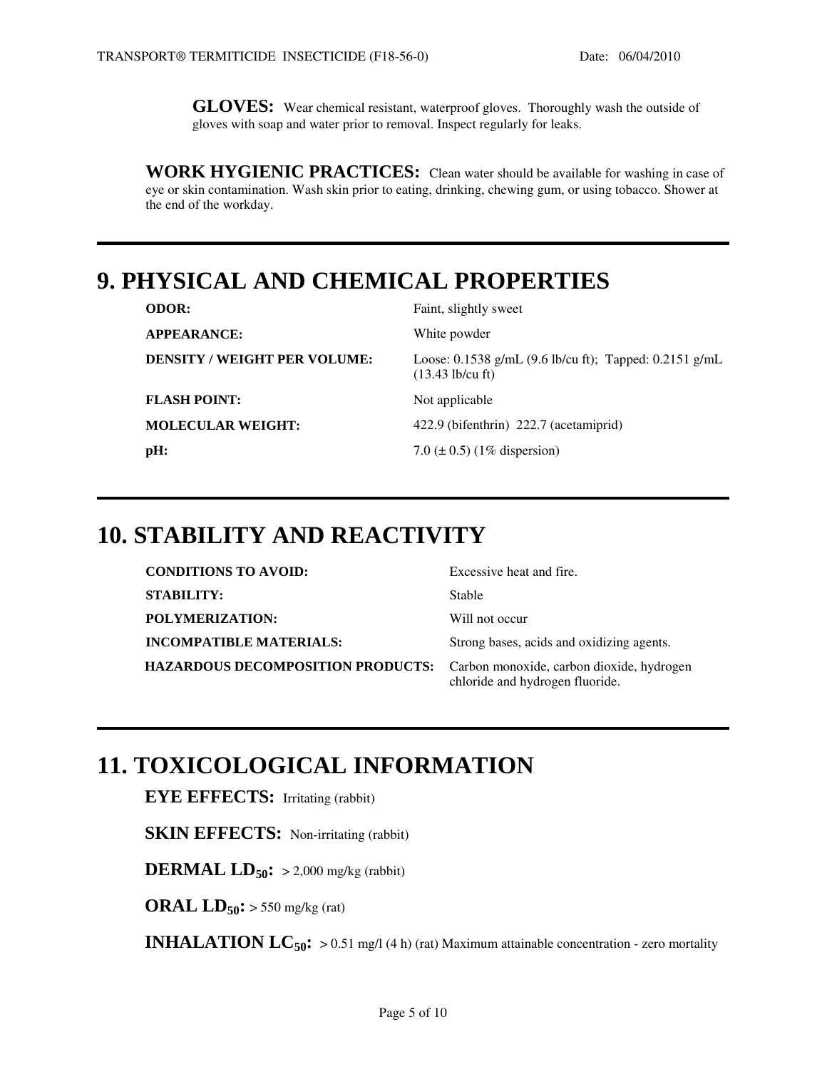**GLOVES:** Wear chemical resistant, waterproof gloves. Thoroughly wash the outside of gloves with soap and water prior to removal. Inspect regularly for leaks.

**WORK HYGIENIC PRACTICES:** Clean water should be available for washing in case of eye or skin contamination. Wash skin prior to eating, drinking, chewing gum, or using tobacco. Shower at the end of the workday.

# 9. PHYSICAL AND CHEMICAL PROPERTIES

| | |
|---|---|
| **ODOR:** | Faint, slightly sweet |
| **APPEARANCE:** | White powder |
| **DENSITY / WEIGHT PER VOLUME:** | Loose: 0.1538 g/mL (9.6 lb/cu ft); Tapped: 0.2151 g/mL (13.43 lb/cu ft) |
| **FLASH POINT:** | Not applicable |
| **MOLECULAR WEIGHT:** | 422.9 (bifenthrin) 222.7 (acetamiprid) |
| **pH:** | 7.0 (± 0.5) (1% dispersion) |

# 10. STABILITY AND REACTIVITY

| | |
|---|---|
| **CONDITIONS TO AVOID:** | Excessive heat and fire. |
| **STABILITY:** | Stable |
| **POLYMERIZATION:** | Will not occur |
| **INCOMPATIBLE MATERIALS:** | Strong bases, acids and oxidizing agents. |
| **HAZARDOUS DECOMPOSITION PRODUCTS:** | Carbon monoxide, carbon dioxide, hydrogen chloride and hydrogen fluoride. |

# 11. TOXICOLOGICAL INFORMATION

**EYE EFFECTS:** Irritating (rabbit)

**SKIN EFFECTS:** Non-irritating (rabbit)

**DERMAL $LD_{50}$:** > 2,000 mg/kg (rabbit)

**ORAL $LD_{50}$:** > 550 mg/kg (rat)

**INHALATION $LC_{50}$:** > 0.51 mg/l (4 h) (rat) Maximum attainable concentration - zero mortality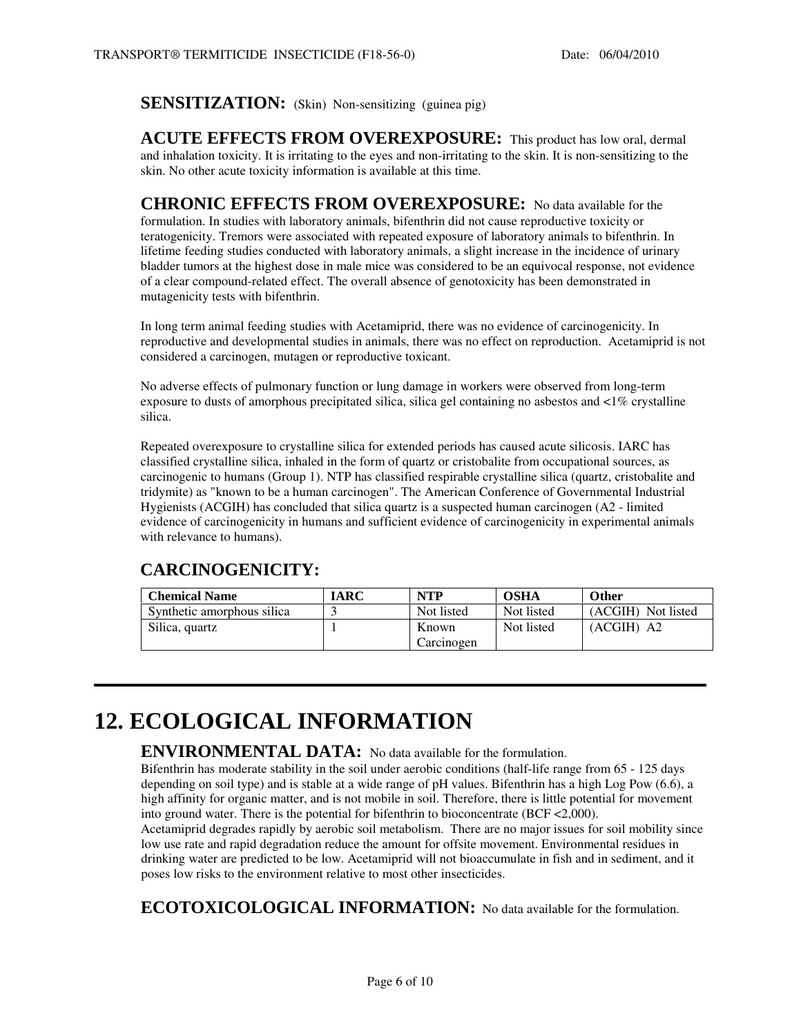**SENSITIZATION:** (Skin) Non-sensitizing (guinea pig)

**ACUTE EFFECTS FROM OVEREXPOSURE:** This product has low oral, dermal and inhalation toxicity. It is irritating to the eyes and non-irritating to the skin. It is non-sensitizing to the skin. No other acute toxicity information is available at this time.

**CHRONIC EFFECTS FROM OVEREXPOSURE:** No data available for the formulation. In studies with laboratory animals, bifenthrin did not cause reproductive toxicity or teratogenicity. Tremors were associated with repeated exposure of laboratory animals to bifenthrin. In lifetime feeding studies conducted with laboratory animals, a slight increase in the incidence of urinary bladder tumors at the highest dose in male mice was considered to be an equivocal response, not evidence of a clear compound-related effect. The overall absence of genotoxicity has been demonstrated in mutagenicity tests with bifenthrin.

In long term animal feeding studies with Acetamiprid, there was no evidence of carcinogenicity. In reproductive and developmental studies in animals, there was no effect on reproduction. Acetamiprid is not considered a carcinogen, mutagen or reproductive toxicant.

No adverse effects of pulmonary function or lung damage in workers were observed from long-term exposure to dusts of amorphous precipitated silica, silica gel containing no asbestos and <1% crystalline silica.

Repeated overexposure to crystalline silica for extended periods has caused acute silicosis. IARC has classified crystalline silica, inhaled in the form of quartz or cristobalite from occupational sources, as carcinogenic to humans (Group 1). NTP has classified respirable crystalline silica (quartz, cristobalite and tridymite) as "known to be a human carcinogen". The American Conference of Governmental Industrial Hygienists (ACGIH) has concluded that silica quartz is a suspected human carcinogen (A2 - limited evidence of carcinogenicity in humans and sufficient evidence of carcinogenicity in experimental animals with relevance to humans).

**CARCINOGENICITY:**

| Chemical Name | IARC | NTP | OSHA | Other |
|---|---|---|---|---|
| Synthetic amorphous silica | 3 | Not listed | Not listed | (ACGIH) Not listed |
| Silica, quartz | 1 | Known Carcinogen | Not listed | (ACGIH) A2 |

# 12. ECOLOGICAL INFORMATION

**ENVIRONMENTAL DATA:** No data available for the formulation.
Bifenthrin has moderate stability in the soil under aerobic conditions (half-life range from 65 - 125 days depending on soil type) and is stable at a wide range of pH values. Bifenthrin has a high Log Pow (6.6), a high affinity for organic matter, and is not mobile in soil. Therefore, there is little potential for movement into ground water. There is the potential for bifenthrin to bioconcentrate (BCF <2,000).
Acetamiprid degrades rapidly by aerobic soil metabolism. There are no major issues for soil mobility since low use rate and rapid degradation reduce the amount for offsite movement. Environmental residues in drinking water are predicted to be low. Acetamiprid will not bioaccumulate in fish and in sediment, and it poses low risks to the environment relative to most other insecticides.

**ECOTOXICOLOGICAL INFORMATION:** No data available for the formulation.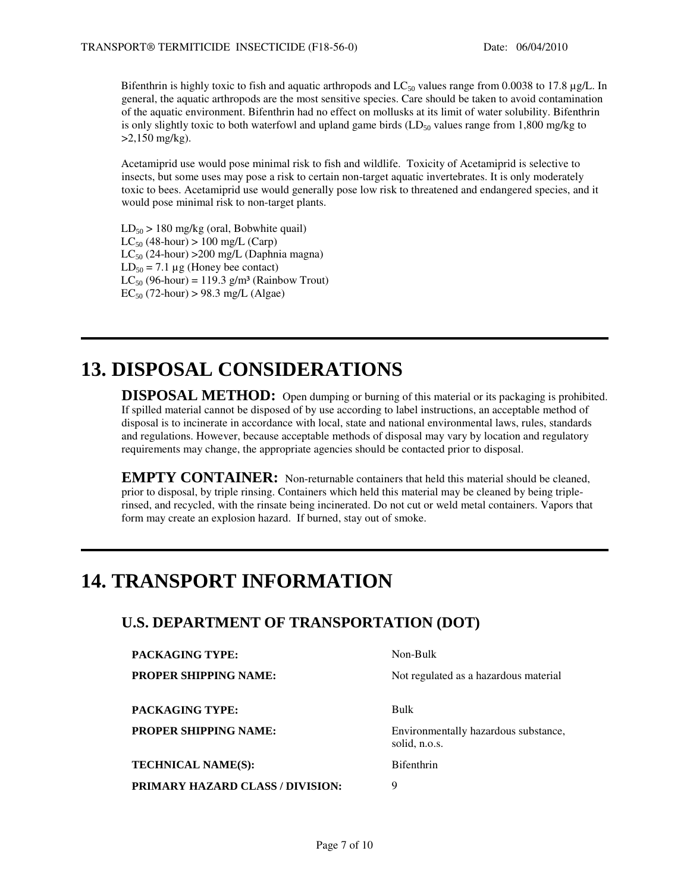Bifenthrin is highly toxic to fish and aquatic arthropods and $LC_{50}$ values range from 0.0038 to 17.8 µg/L. In general, the aquatic arthropods are the most sensitive species. Care should be taken to avoid contamination of the aquatic environment. Bifenthrin had no effect on mollusks at its limit of water solubility. Bifenthrin is only slightly toxic to both waterfowl and upland game birds ($LD_{50}$ values range from 1,800 mg/kg to >2,150 mg/kg).

Acetamiprid use would pose minimal risk to fish and wildlife. Toxicity of Acetamiprid is selective to insects, but some uses may pose a risk to certain non-target aquatic invertebrates. It is only moderately toxic to bees. Acetamiprid use would generally pose low risk to threatened and endangered species, and it would pose minimal risk to non-target plants.

$LD_{50}$ > 180 mg/kg (oral, Bobwhite quail)
$LC_{50}$ (48-hour) > 100 mg/L (Carp)
$LC_{50}$ (24-hour) >200 mg/L (Daphnia magna)
$LD_{50}$ = 7.1 µg (Honey bee contact)
$LC_{50}$ (96-hour) = 119.3 g/m³ (Rainbow Trout)
$EC_{50}$ (72-hour) > 98.3 mg/L (Algae)

# 13. DISPOSAL CONSIDERATIONS

**DISPOSAL METHOD:** Open dumping or burning of this material or its packaging is prohibited. If spilled material cannot be disposed of by use according to label instructions, an acceptable method of disposal is to incinerate in accordance with local, state and national environmental laws, rules, standards and regulations. However, because acceptable methods of disposal may vary by location and regulatory requirements may change, the appropriate agencies should be contacted prior to disposal.

**EMPTY CONTAINER:** Non-returnable containers that held this material should be cleaned, prior to disposal, by triple rinsing. Containers which held this material may be cleaned by being triple-rinsed, and recycled, with the rinsate being incinerated. Do not cut or weld metal containers. Vapors that form may create an explosion hazard. If burned, stay out of smoke.

# 14. TRANSPORT INFORMATION

## U.S. DEPARTMENT OF TRANSPORTATION (DOT)

| | |
|---|---|
| **PACKAGING TYPE:** | Non-Bulk |
| **PROPER SHIPPING NAME:** | Not regulated as a hazardous material |
| **PACKAGING TYPE:** | Bulk |
| **PROPER SHIPPING NAME:** | Environmentally hazardous substance, solid, n.o.s. |
| **TECHNICAL NAME(S):** | Bifenthrin |
| **PRIMARY HAZARD CLASS / DIVISION:** | 9 |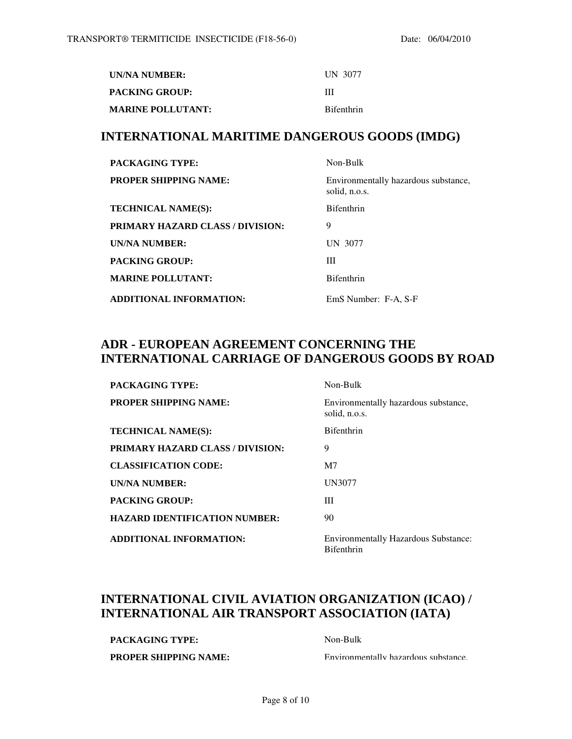| | |
|---|---|
| **UN/NA NUMBER:** | UN 3077 |
| **PACKING GROUP:** | III |
| **MARINE POLLUTANT:** | Bifenthrin |

## INTERNATIONAL MARITIME DANGEROUS GOODS (IMDG)

| | |
|---|---|
| **PACKAGING TYPE:** | Non-Bulk |
| **PROPER SHIPPING NAME:** | Environmentally hazardous substance, solid, n.o.s. |
| **TECHNICAL NAME(S):** | Bifenthrin |
| **PRIMARY HAZARD CLASS / DIVISION:** | 9 |
| **UN/NA NUMBER:** | UN 3077 |
| **PACKING GROUP:** | III |
| **MARINE POLLUTANT:** | Bifenthrin |
| **ADDITIONAL INFORMATION:** | EmS Number: F-A, S-F |

## ADR - EUROPEAN AGREEMENT CONCERNING THE INTERNATIONAL CARRIAGE OF DANGEROUS GOODS BY ROAD

| | |
|---|---|
| **PACKAGING TYPE:** | Non-Bulk |
| **PROPER SHIPPING NAME:** | Environmentally hazardous substance, solid, n.o.s. |
| **TECHNICAL NAME(S):** | Bifenthrin |
| **PRIMARY HAZARD CLASS / DIVISION:** | 9 |
| **CLASSIFICATION CODE:** | M7 |
| **UN/NA NUMBER:** | UN3077 |
| **PACKING GROUP:** | III |
| **HAZARD IDENTIFICATION NUMBER:** | 90 |
| **ADDITIONAL INFORMATION:** | Environmentally Hazardous Substance: Bifenthrin |

## INTERNATIONAL CIVIL AVIATION ORGANIZATION (ICAO) / INTERNATIONAL AIR TRANSPORT ASSOCIATION (IATA)

| | |
|---|---|
| **PACKAGING TYPE:** | Non-Bulk |
| **PROPER SHIPPING NAME:** | Environmentally hazardous substance, |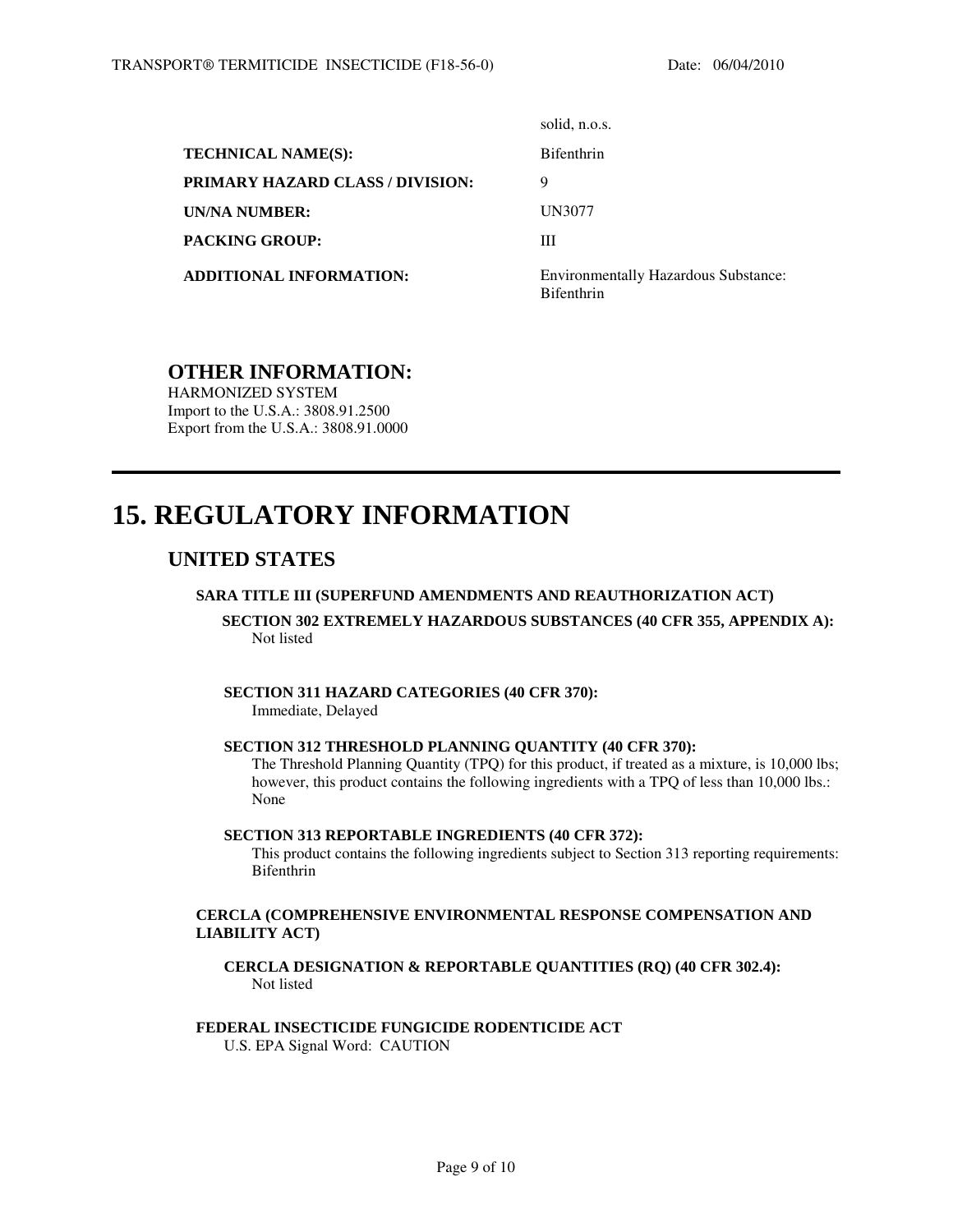| | |
|---|---|
| | solid, n.o.s. |
| **TECHNICAL NAME(S):** | Bifenthrin |
| **PRIMARY HAZARD CLASS / DIVISION:** | 9 |
| **UN/NA NUMBER:** | UN3077 |
| **PACKING GROUP:** | III |
| **ADDITIONAL INFORMATION:** | Environmentally Hazardous Substance: Bifenthrin |

### OTHER INFORMATION:

HARMONIZED SYSTEM
Import to the U.S.A.: 3808.91.2500
Export from the U.S.A.: 3808.91.0000

---

# 15. REGULATORY INFORMATION

## UNITED STATES

#### SARA TITLE III (SUPERFUND AMENDMENTS AND REAUTHORIZATION ACT)

**SECTION 302 EXTREMELY HAZARDOUS SUBSTANCES (40 CFR 355, APPENDIX A):**
Not listed

**SECTION 311 HAZARD CATEGORIES (40 CFR 370):**
Immediate, Delayed

**SECTION 312 THRESHOLD PLANNING QUANTITY (40 CFR 370):**
The Threshold Planning Quantity (TPQ) for this product, if treated as a mixture, is 10,000 lbs; however, this product contains the following ingredients with a TPQ of less than 10,000 lbs.: None

**SECTION 313 REPORTABLE INGREDIENTS (40 CFR 372):**
This product contains the following ingredients subject to Section 313 reporting requirements: Bifenthrin

#### CERCLA (COMPREHENSIVE ENVIRONMENTAL RESPONSE COMPENSATION AND LIABILITY ACT)

**CERCLA DESIGNATION & REPORTABLE QUANTITIES (RQ) (40 CFR 302.4):**
Not listed

#### FEDERAL INSECTICIDE FUNGICIDE RODENTICIDE ACT

U.S. EPA Signal Word: CAUTION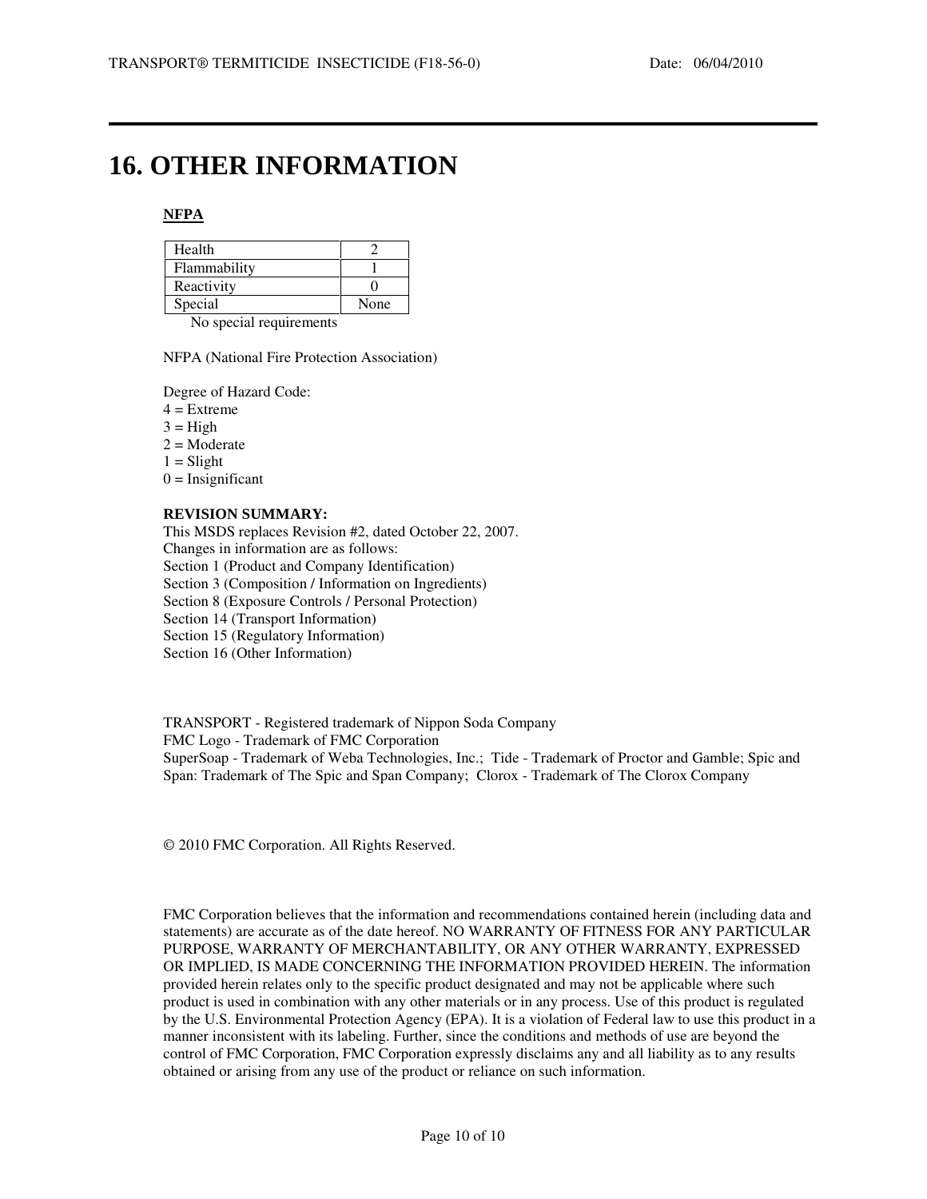# 16. OTHER INFORMATION

**NFPA**

| | |
|---|---|
| Health | 2 |
| Flammability | 1 |
| Reactivity | 0 |
| Special | None |

No special requirements

NFPA (National Fire Protection Association)

Degree of Hazard Code:
4 = Extreme
3 = High
2 = Moderate
1 = Slight
0 = Insignificant

**REVISION SUMMARY:**
This MSDS replaces Revision #2, dated October 22, 2007.
Changes in information are as follows:
Section 1 (Product and Company Identification)
Section 3 (Composition / Information on Ingredients)
Section 8 (Exposure Controls / Personal Protection)
Section 14 (Transport Information)
Section 15 (Regulatory Information)
Section 16 (Other Information)

TRANSPORT - Registered trademark of Nippon Soda Company
FMC Logo - Trademark of FMC Corporation
SuperSoap - Trademark of Weba Technologies, Inc.; Tide - Trademark of Proctor and Gamble; Spic and Span: Trademark of The Spic and Span Company; Clorox - Trademark of The Clorox Company

© 2010 FMC Corporation. All Rights Reserved.

FMC Corporation believes that the information and recommendations contained herein (including data and statements) are accurate as of the date hereof. NO WARRANTY OF FITNESS FOR ANY PARTICULAR PURPOSE, WARRANTY OF MERCHANTABILITY, OR ANY OTHER WARRANTY, EXPRESSED OR IMPLIED, IS MADE CONCERNING THE INFORMATION PROVIDED HEREIN. The information provided herein relates only to the specific product designated and may not be applicable where such product is used in combination with any other materials or in any process. Use of this product is regulated by the U.S. Environmental Protection Agency (EPA). It is a violation of Federal law to use this product in a manner inconsistent with its labeling. Further, since the conditions and methods of use are beyond the control of FMC Corporation, FMC Corporation expressly disclaims any and all liability as to any results obtained or arising from any use of the product or reliance on such information.